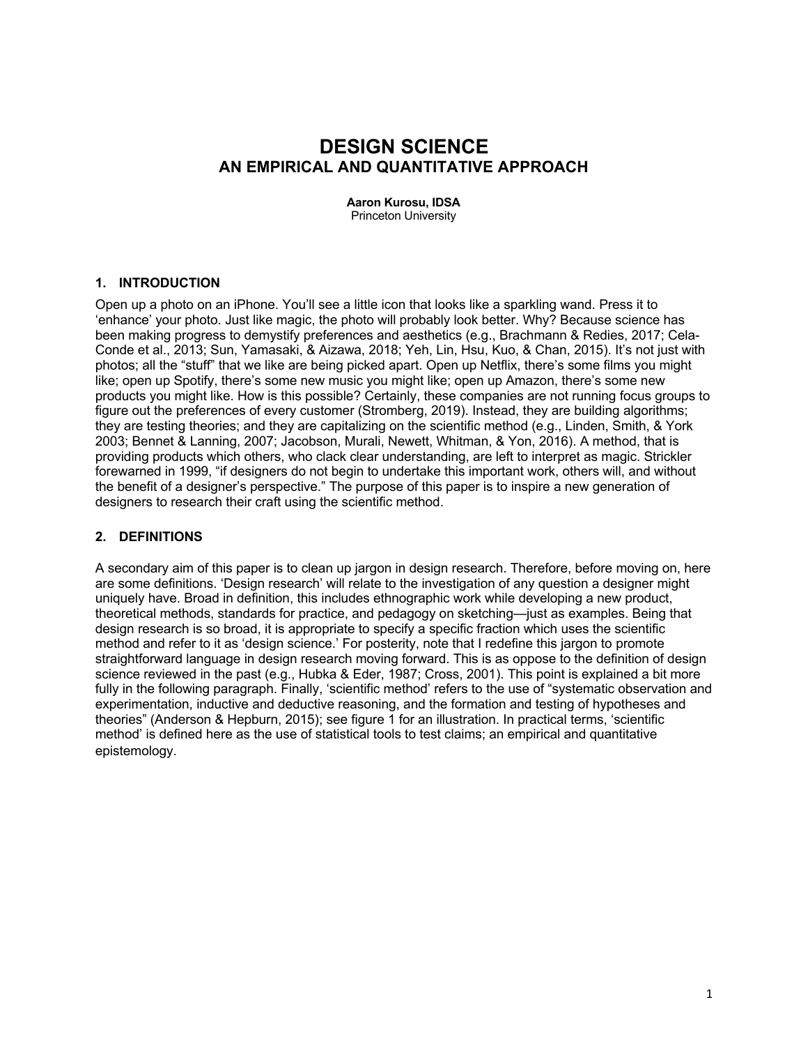# DESIGN SCIENCE
## AN EMPIRICAL AND QUANTITATIVE APPROACH

**Aaron Kurosu, IDSA**
Princeton University

### 1. INTRODUCTION

Open up a photo on an iPhone. You'll see a little icon that looks like a sparkling wand. Press it to 'enhance' your photo. Just like magic, the photo will probably look better. Why? Because science has been making progress to demystify preferences and aesthetics (e.g., Brachmann & Redies, 2017; Cela-Conde et al., 2013; Sun, Yamasaki, & Aizawa, 2018; Yeh, Lin, Hsu, Kuo, & Chan, 2015). It's not just with photos; all the "stuff" that we like are being picked apart. Open up Netflix, there's some films you might like; open up Spotify, there's some new music you might like; open up Amazon, there's some new products you might like. How is this possible? Certainly, these companies are not running focus groups to figure out the preferences of every customer (Stromberg, 2019). Instead, they are building algorithms; they are testing theories; and they are capitalizing on the scientific method (e.g., Linden, Smith, & York 2003; Bennet & Lanning, 2007; Jacobson, Murali, Newett, Whitman, & Yon, 2016). A method, that is providing products which others, who clack clear understanding, are left to interpret as magic. Strickler forewarned in 1999, "if designers do not begin to undertake this important work, others will, and without the benefit of a designer's perspective." The purpose of this paper is to inspire a new generation of designers to research their craft using the scientific method.

### 2. DEFINITIONS

A secondary aim of this paper is to clean up jargon in design research. Therefore, before moving on, here are some definitions. 'Design research' will relate to the investigation of any question a designer might uniquely have. Broad in definition, this includes ethnographic work while developing a new product, theoretical methods, standards for practice, and pedagogy on sketching—just as examples. Being that design research is so broad, it is appropriate to specify a specific fraction which uses the scientific method and refer to it as 'design science.' For posterity, note that I redefine this jargon to promote straightforward language in design research moving forward. This is as oppose to the definition of design science reviewed in the past (e.g., Hubka & Eder, 1987; Cross, 2001). This point is explained a bit more fully in the following paragraph. Finally, 'scientific method' refers to the use of "systematic observation and experimentation, inductive and deductive reasoning, and the formation and testing of hypotheses and theories" (Anderson & Hepburn, 2015); see figure 1 for an illustration. In practical terms, 'scientific method' is defined here as the use of statistical tools to test claims; an empirical and quantitative epistemology.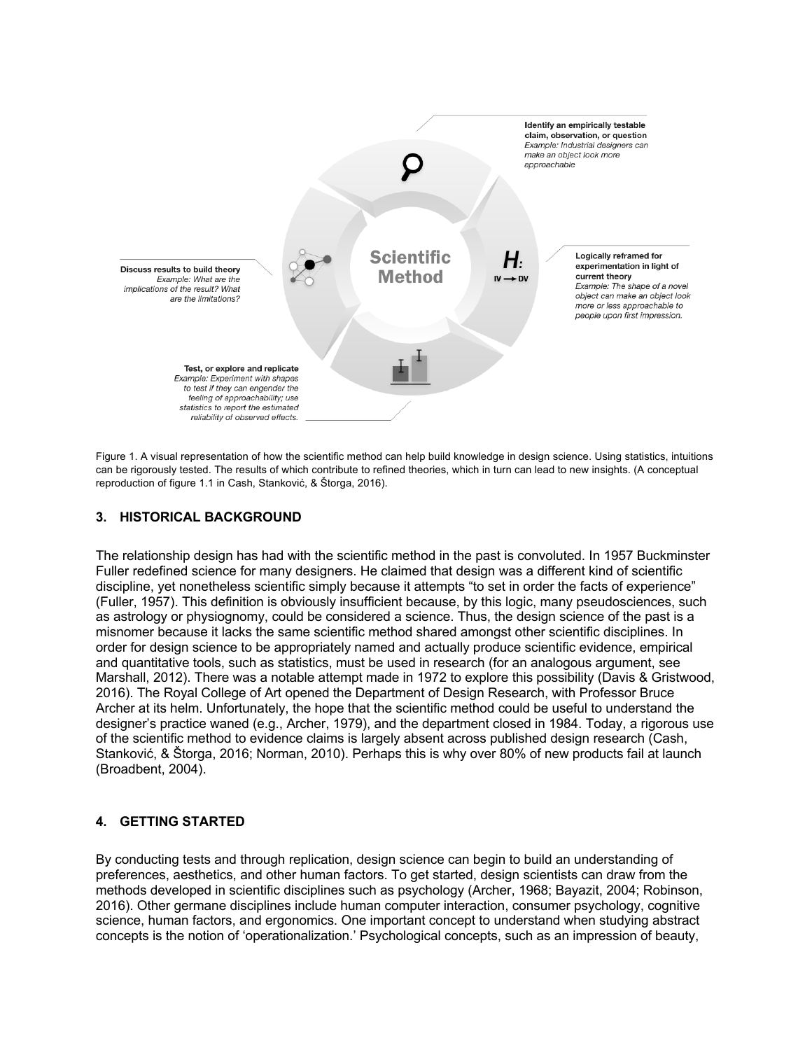**Identify an empirically testable claim, observation, or question**
*Example: Industrial designers can make an object look more approachable*

**Logically reframed for experimentation in light of current theory**
*Example: The shape of a novel object can make an object look more or less approachable to people upon first impression.*

**Test, or explore and replicate**
*Example: Experiment with shapes to test if they can engender the feeling of approachability; use statistics to report the estimated reliability of observed effects.*

**Discuss results to build theory**
*Example: What are the implications of the result? What are the limitations?*

Scientific Method

H: IV → DV

Figure 1. A visual representation of how the scientific method can help build knowledge in design science. Using statistics, intuitions can be rigorously tested. The results of which contribute to refined theories, which in turn can lead to new insights. (A conceptual reproduction of figure 1.1 in Cash, Stanković, & Štorga, 2016).

## 3. HISTORICAL BACKGROUND

The relationship design has had with the scientific method in the past is convoluted. In 1957 Buckminster Fuller redefined science for many designers. He claimed that design was a different kind of scientific discipline, yet nonetheless scientific simply because it attempts "to set in order the facts of experience" (Fuller, 1957). This definition is obviously insufficient because, by this logic, many pseudosciences, such as astrology or physiognomy, could be considered a science. Thus, the design science of the past is a misnomer because it lacks the same scientific method shared amongst other scientific disciplines. In order for design science to be appropriately named and actually produce scientific evidence, empirical and quantitative tools, such as statistics, must be used in research (for an analogous argument, see Marshall, 2012). There was a notable attempt made in 1972 to explore this possibility (Davis & Gristwood, 2016). The Royal College of Art opened the Department of Design Research, with Professor Bruce Archer at its helm. Unfortunately, the hope that the scientific method could be useful to understand the designer's practice waned (e.g., Archer, 1979), and the department closed in 1984. Today, a rigorous use of the scientific method to evidence claims is largely absent across published design research (Cash, Stanković, & Štorga, 2016; Norman, 2010). Perhaps this is why over 80% of new products fail at launch (Broadbent, 2004).

## 4. GETTING STARTED

By conducting tests and through replication, design science can begin to build an understanding of preferences, aesthetics, and other human factors. To get started, design scientists can draw from the methods developed in scientific disciplines such as psychology (Archer, 1968; Bayazit, 2004; Robinson, 2016). Other germane disciplines include human computer interaction, consumer psychology, cognitive science, human factors, and ergonomics. One important concept to understand when studying abstract concepts is the notion of 'operationalization.' Psychological concepts, such as an impression of beauty,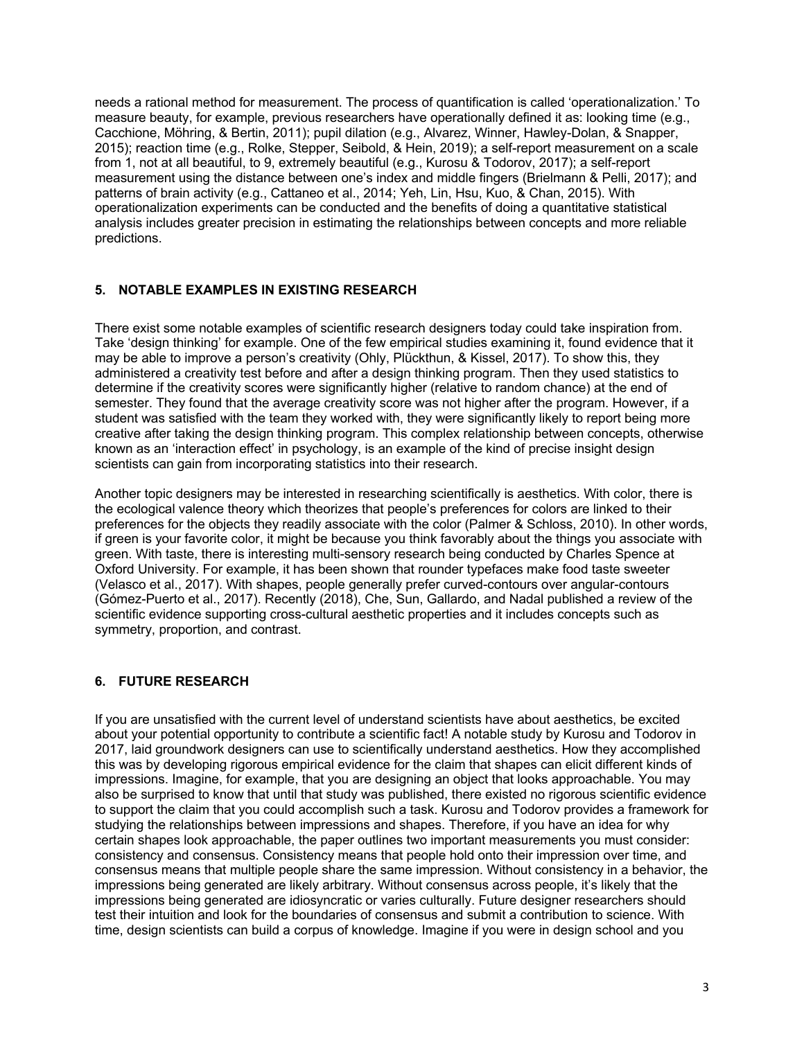needs a rational method for measurement. The process of quantification is called 'operationalization.' To measure beauty, for example, previous researchers have operationally defined it as: looking time (e.g., Cacchione, Möhring, & Bertin, 2011); pupil dilation (e.g., Alvarez, Winner, Hawley-Dolan, & Snapper, 2015); reaction time (e.g., Rolke, Stepper, Seibold, & Hein, 2019); a self-report measurement on a scale from 1, not at all beautiful, to 9, extremely beautiful (e.g., Kurosu & Todorov, 2017); a self-report measurement using the distance between one's index and middle fingers (Brielmann & Pelli, 2017); and patterns of brain activity (e.g., Cattaneo et al., 2014; Yeh, Lin, Hsu, Kuo, & Chan, 2015). With operationalization experiments can be conducted and the benefits of doing a quantitative statistical analysis includes greater precision in estimating the relationships between concepts and more reliable predictions.

## 5. NOTABLE EXAMPLES IN EXISTING RESEARCH

There exist some notable examples of scientific research designers today could take inspiration from. Take 'design thinking' for example. One of the few empirical studies examining it, found evidence that it may be able to improve a person's creativity (Ohly, Plückthun, & Kissel, 2017). To show this, they administered a creativity test before and after a design thinking program. Then they used statistics to determine if the creativity scores were significantly higher (relative to random chance) at the end of semester. They found that the average creativity score was not higher after the program. However, if a student was satisfied with the team they worked with, they were significantly likely to report being more creative after taking the design thinking program. This complex relationship between concepts, otherwise known as an 'interaction effect' in psychology, is an example of the kind of precise insight design scientists can gain from incorporating statistics into their research.

Another topic designers may be interested in researching scientifically is aesthetics. With color, there is the ecological valence theory which theorizes that people's preferences for colors are linked to their preferences for the objects they readily associate with the color (Palmer & Schloss, 2010). In other words, if green is your favorite color, it might be because you think favorably about the things you associate with green. With taste, there is interesting multi-sensory research being conducted by Charles Spence at Oxford University. For example, it has been shown that rounder typefaces make food taste sweeter (Velasco et al., 2017). With shapes, people generally prefer curved-contours over angular-contours (Gómez-Puerto et al., 2017). Recently (2018), Che, Sun, Gallardo, and Nadal published a review of the scientific evidence supporting cross-cultural aesthetic properties and it includes concepts such as symmetry, proportion, and contrast.

## 6. FUTURE RESEARCH

If you are unsatisfied with the current level of understand scientists have about aesthetics, be excited about your potential opportunity to contribute a scientific fact! A notable study by Kurosu and Todorov in 2017, laid groundwork designers can use to scientifically understand aesthetics. How they accomplished this was by developing rigorous empirical evidence for the claim that shapes can elicit different kinds of impressions. Imagine, for example, that you are designing an object that looks approachable. You may also be surprised to know that until that study was published, there existed no rigorous scientific evidence to support the claim that you could accomplish such a task. Kurosu and Todorov provides a framework for studying the relationships between impressions and shapes. Therefore, if you have an idea for why certain shapes look approachable, the paper outlines two important measurements you must consider: consistency and consensus. Consistency means that people hold onto their impression over time, and consensus means that multiple people share the same impression. Without consistency in a behavior, the impressions being generated are likely arbitrary. Without consensus across people, it's likely that the impressions being generated are idiosyncratic or varies culturally. Future designer researchers should test their intuition and look for the boundaries of consensus and submit a contribution to science. With time, design scientists can build a corpus of knowledge. Imagine if you were in design school and you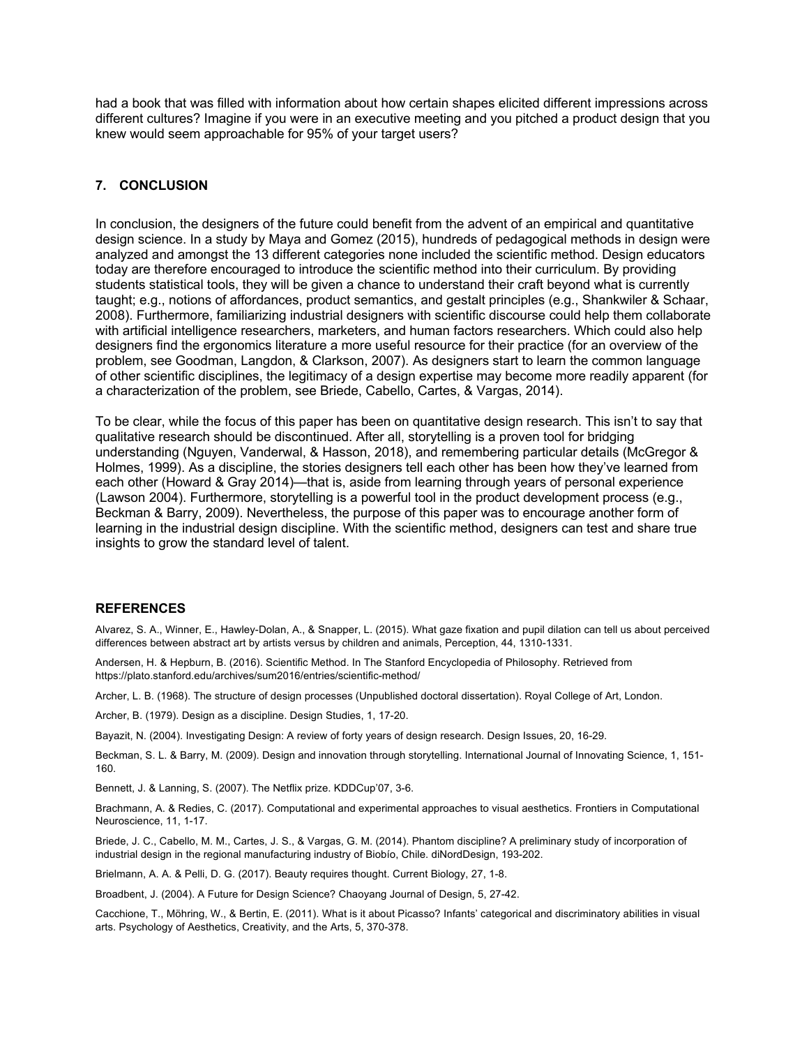had a book that was filled with information about how certain shapes elicited different impressions across different cultures? Imagine if you were in an executive meeting and you pitched a product design that you knew would seem approachable for 95% of your target users?

## 7. CONCLUSION

In conclusion, the designers of the future could benefit from the advent of an empirical and quantitative design science. In a study by Maya and Gomez (2015), hundreds of pedagogical methods in design were analyzed and amongst the 13 different categories none included the scientific method. Design educators today are therefore encouraged to introduce the scientific method into their curriculum. By providing students statistical tools, they will be given a chance to understand their craft beyond what is currently taught; e.g., notions of affordances, product semantics, and gestalt principles (e.g., Shankwiler & Schaar, 2008). Furthermore, familiarizing industrial designers with scientific discourse could help them collaborate with artificial intelligence researchers, marketers, and human factors researchers. Which could also help designers find the ergonomics literature a more useful resource for their practice (for an overview of the problem, see Goodman, Langdon, & Clarkson, 2007). As designers start to learn the common language of other scientific disciplines, the legitimacy of a design expertise may become more readily apparent (for a characterization of the problem, see Briede, Cabello, Cartes, & Vargas, 2014).

To be clear, while the focus of this paper has been on quantitative design research. This isn't to say that qualitative research should be discontinued. After all, storytelling is a proven tool for bridging understanding (Nguyen, Vanderwal, & Hasson, 2018), and remembering particular details (McGregor & Holmes, 1999). As a discipline, the stories designers tell each other has been how they've learned from each other (Howard & Gray 2014)—that is, aside from learning through years of personal experience (Lawson 2004). Furthermore, storytelling is a powerful tool in the product development process (e.g., Beckman & Barry, 2009). Nevertheless, the purpose of this paper was to encourage another form of learning in the industrial design discipline. With the scientific method, designers can test and share true insights to grow the standard level of talent.

## REFERENCES

Alvarez, S. A., Winner, E., Hawley-Dolan, A., & Snapper, L. (2015). What gaze fixation and pupil dilation can tell us about perceived differences between abstract art by artists versus by children and animals, Perception, 44, 1310-1331.

Andersen, H. & Hepburn, B. (2016). Scientific Method. In The Stanford Encyclopedia of Philosophy. Retrieved from https://plato.stanford.edu/archives/sum2016/entries/scientific-method/

Archer, L. B. (1968). The structure of design processes (Unpublished doctoral dissertation). Royal College of Art, London.

Archer, B. (1979). Design as a discipline. Design Studies, 1, 17-20.

Bayazit, N. (2004). Investigating Design: A review of forty years of design research. Design Issues, 20, 16-29.

Beckman, S. L. & Barry, M. (2009). Design and innovation through storytelling. International Journal of Innovating Science, 1, 151-160.

Bennett, J. & Lanning, S. (2007). The Netflix prize. KDDCup'07, 3-6.

Brachmann, A. & Redies, C. (2017). Computational and experimental approaches to visual aesthetics. Frontiers in Computational Neuroscience, 11, 1-17.

Briede, J. C., Cabello, M. M., Cartes, J. S., & Vargas, G. M. (2014). Phantom discipline? A preliminary study of incorporation of industrial design in the regional manufacturing industry of Biobío, Chile. diNordDesign, 193-202.

Brielmann, A. A. & Pelli, D. G. (2017). Beauty requires thought. Current Biology, 27, 1-8.

Broadbent, J. (2004). A Future for Design Science? Chaoyang Journal of Design, 5, 27-42.

Cacchione, T., Möhring, W., & Bertin, E. (2011). What is it about Picasso? Infants' categorical and discriminatory abilities in visual arts. Psychology of Aesthetics, Creativity, and the Arts, 5, 370-378.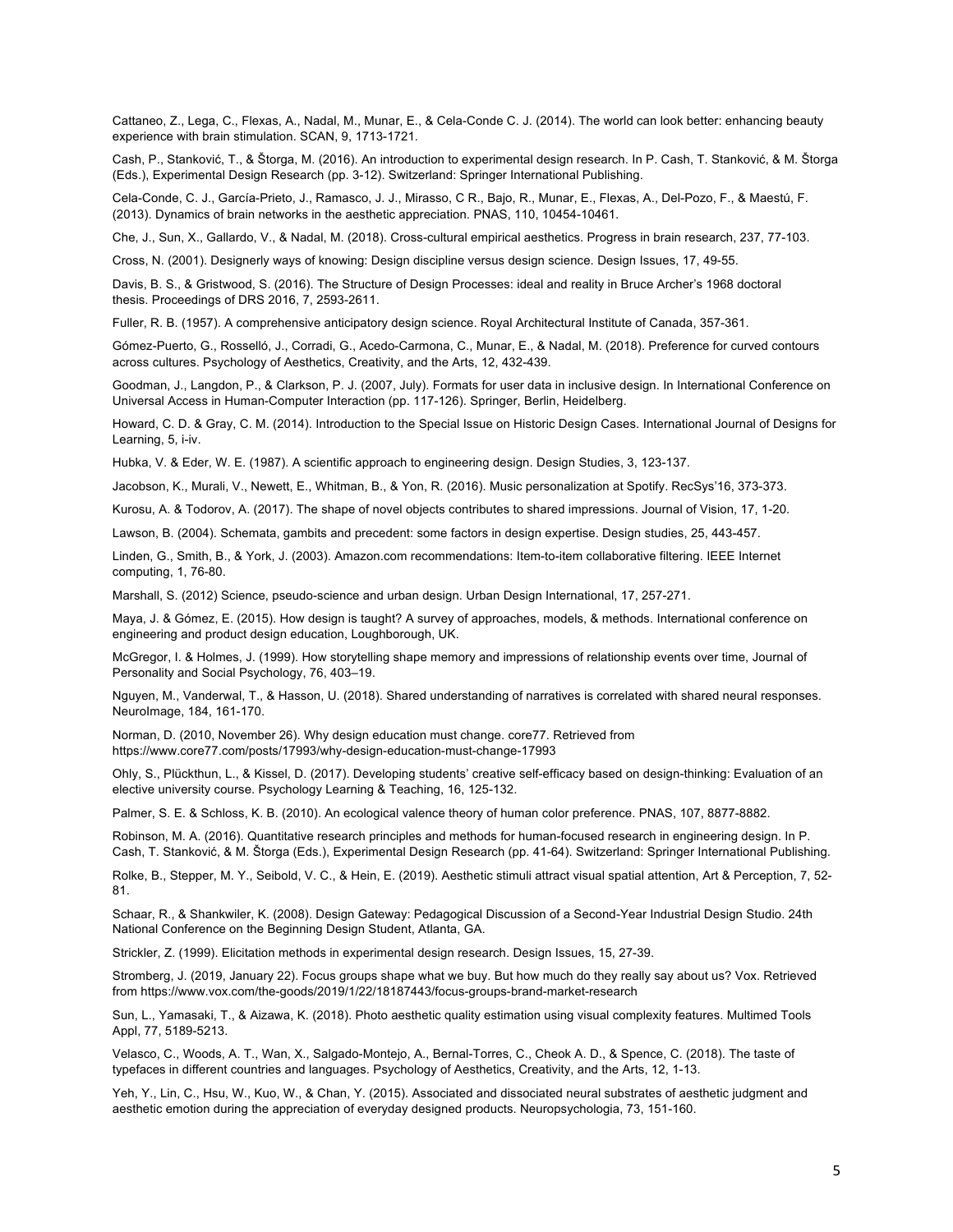Cattaneo, Z., Lega, C., Flexas, A., Nadal, M., Munar, E., & Cela-Conde C. J. (2014). The world can look better: enhancing beauty experience with brain stimulation. SCAN, 9, 1713-1721.

Cash, P., Stanković, T., & Štorga, M. (2016). An introduction to experimental design research. In P. Cash, T. Stanković, & M. Štorga (Eds.), Experimental Design Research (pp. 3-12). Switzerland: Springer International Publishing.

Cela-Conde, C. J., García-Prieto, J., Ramasco, J. J., Mirasso, C R., Bajo, R., Munar, E., Flexas, A., Del-Pozo, F., & Maestú, F. (2013). Dynamics of brain networks in the aesthetic appreciation. PNAS, 110, 10454-10461.

Che, J., Sun, X., Gallardo, V., & Nadal, M. (2018). Cross-cultural empirical aesthetics. Progress in brain research, 237, 77-103.

Cross, N. (2001). Designerly ways of knowing: Design discipline versus design science. Design Issues, 17, 49-55.

Davis, B. S., & Gristwood, S. (2016). The Structure of Design Processes: ideal and reality in Bruce Archer's 1968 doctoral thesis. Proceedings of DRS 2016, 7, 2593-2611.

Fuller, R. B. (1957). A comprehensive anticipatory design science. Royal Architectural Institute of Canada, 357-361.

Gómez-Puerto, G., Rosselló, J., Corradi, G., Acedo-Carmona, C., Munar, E., & Nadal, M. (2018). Preference for curved contours across cultures. Psychology of Aesthetics, Creativity, and the Arts, 12, 432-439.

Goodman, J., Langdon, P., & Clarkson, P. J. (2007, July). Formats for user data in inclusive design. In International Conference on Universal Access in Human-Computer Interaction (pp. 117-126). Springer, Berlin, Heidelberg.

Howard, C. D. & Gray, C. M. (2014). Introduction to the Special Issue on Historic Design Cases. International Journal of Designs for Learning, 5, i-iv.

Hubka, V. & Eder, W. E. (1987). A scientific approach to engineering design. Design Studies, 3, 123-137.

Jacobson, K., Murali, V., Newett, E., Whitman, B., & Yon, R. (2016). Music personalization at Spotify. RecSys'16, 373-373.

Kurosu, A. & Todorov, A. (2017). The shape of novel objects contributes to shared impressions. Journal of Vision, 17, 1-20.

Lawson, B. (2004). Schemata, gambits and precedent: some factors in design expertise. Design studies, 25, 443-457.

Linden, G., Smith, B., & York, J. (2003). Amazon.com recommendations: Item-to-item collaborative filtering. IEEE Internet computing, 1, 76-80.

Marshall, S. (2012) Science, pseudo-science and urban design. Urban Design International, 17, 257-271.

Maya, J. & Gómez, E. (2015). How design is taught? A survey of approaches, models, & methods. International conference on engineering and product design education, Loughborough, UK.

McGregor, I. & Holmes, J. (1999). How storytelling shape memory and impressions of relationship events over time, Journal of Personality and Social Psychology, 76, 403–19.

Nguyen, M., Vanderwal, T., & Hasson, U. (2018). Shared understanding of narratives is correlated with shared neural responses. NeuroImage, 184, 161-170.

Norman, D. (2010, November 26). Why design education must change. core77. Retrieved from https://www.core77.com/posts/17993/why-design-education-must-change-17993

Ohly, S., Plückthun, L., & Kissel, D. (2017). Developing students' creative self-efficacy based on design-thinking: Evaluation of an elective university course. Psychology Learning & Teaching, 16, 125-132.

Palmer, S. E. & Schloss, K. B. (2010). An ecological valence theory of human color preference. PNAS, 107, 8877-8882.

Robinson, M. A. (2016). Quantitative research principles and methods for human-focused research in engineering design. In P. Cash, T. Stanković, & M. Štorga (Eds.), Experimental Design Research (pp. 41-64). Switzerland: Springer International Publishing.

Rolke, B., Stepper, M. Y., Seibold, V. C., & Hein, E. (2019). Aesthetic stimuli attract visual spatial attention, Art & Perception, 7, 52-81.

Schaar, R., & Shankwiler, K. (2008). Design Gateway: Pedagogical Discussion of a Second-Year Industrial Design Studio. 24th National Conference on the Beginning Design Student, Atlanta, GA.

Strickler, Z. (1999). Elicitation methods in experimental design research. Design Issues, 15, 27-39.

Stromberg, J. (2019, January 22). Focus groups shape what we buy. But how much do they really say about us? Vox. Retrieved from https://www.vox.com/the-goods/2019/1/22/18187443/focus-groups-brand-market-research

Sun, L., Yamasaki, T., & Aizawa, K. (2018). Photo aesthetic quality estimation using visual complexity features. Multimed Tools Appl, 77, 5189-5213.

Velasco, C., Woods, A. T., Wan, X., Salgado-Montejo, A., Bernal-Torres, C., Cheok A. D., & Spence, C. (2018). The taste of typefaces in different countries and languages. Psychology of Aesthetics, Creativity, and the Arts, 12, 1-13.

Yeh, Y., Lin, C., Hsu, W., Kuo, W., & Chan, Y. (2015). Associated and dissociated neural substrates of aesthetic judgment and aesthetic emotion during the appreciation of everyday designed products. Neuropsychologia, 73, 151-160.